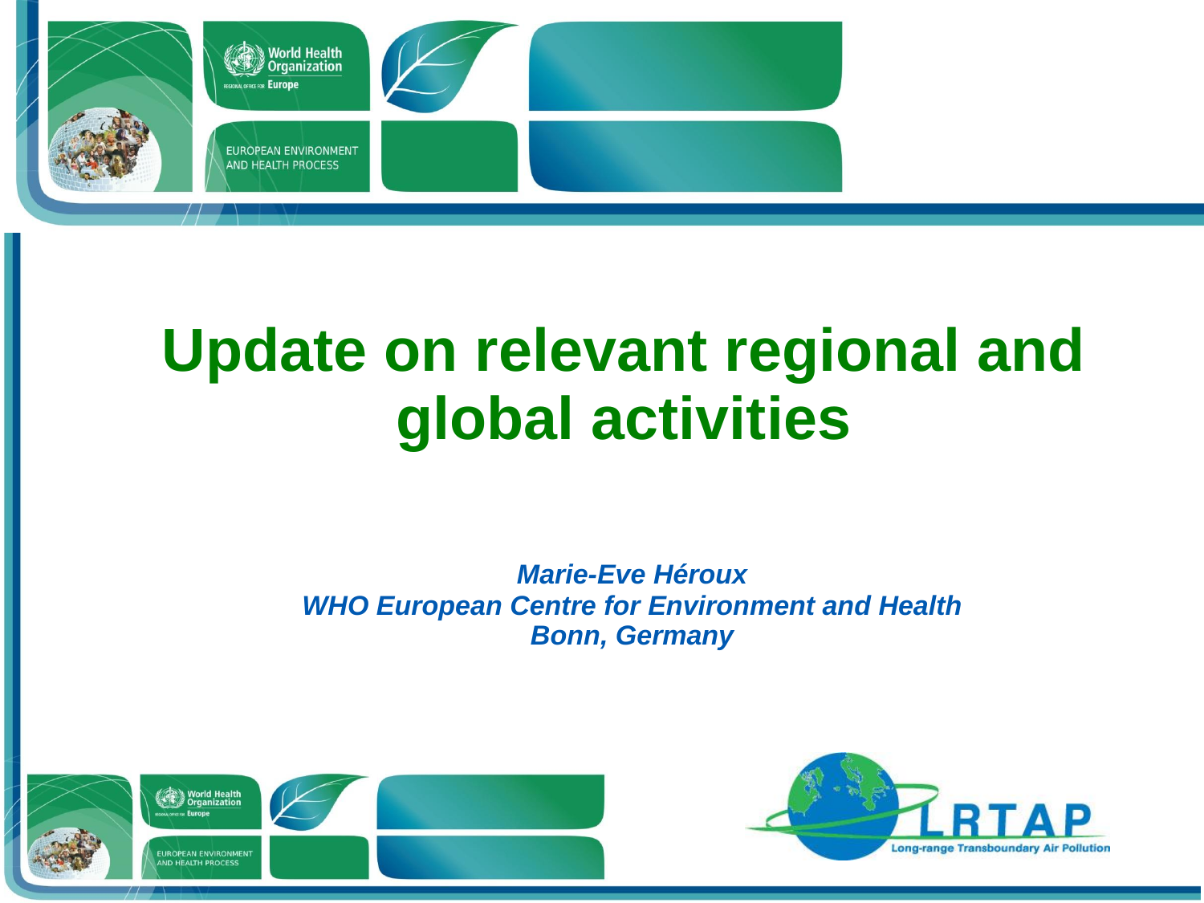# Update on relevant regional and global activities

*Marie-Eve Héroux*
*WHO European Centre for Environment and Health*
*Bonn, Germany*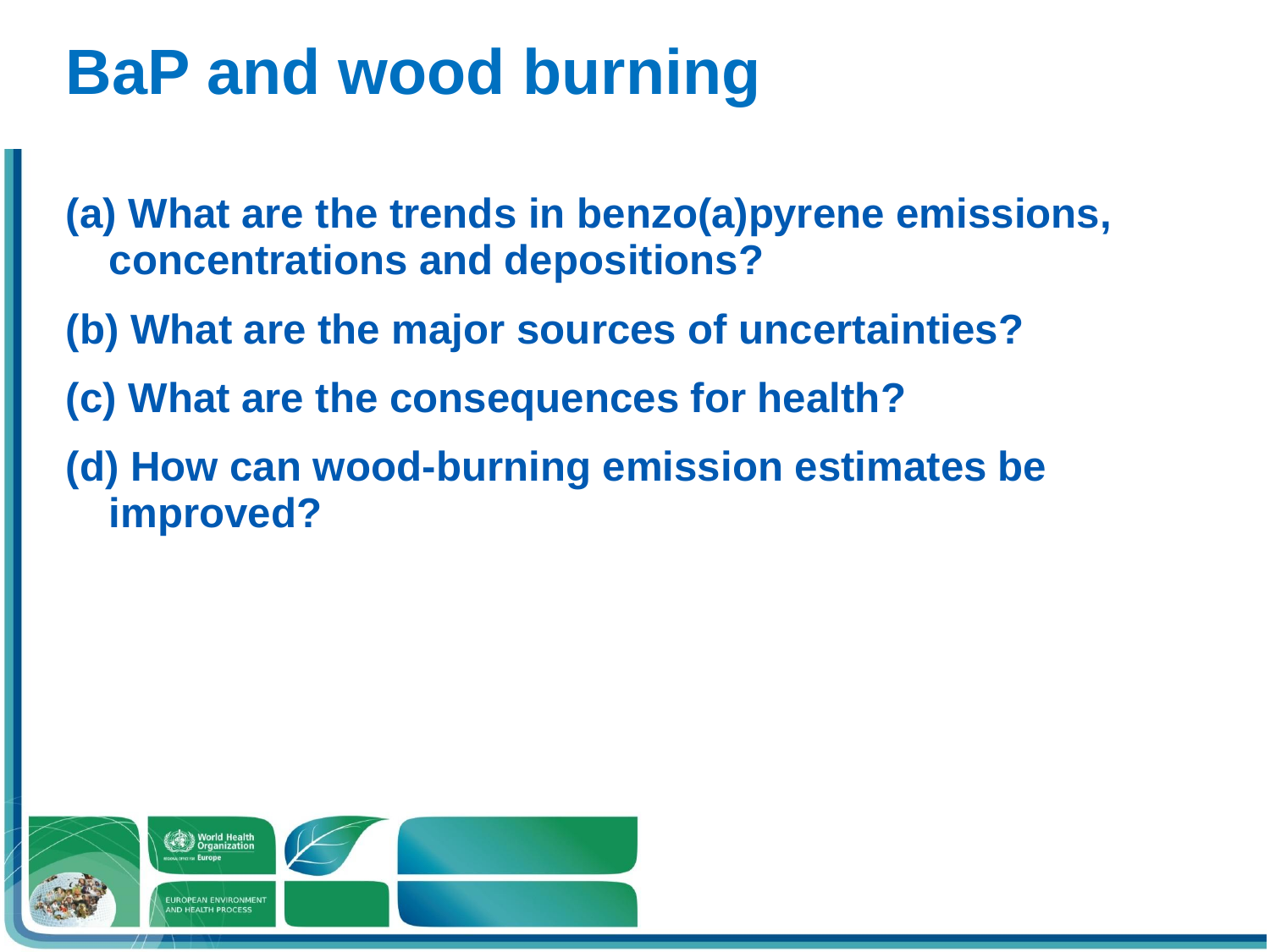# BaP and wood burning

(a) What are the trends in benzo(a)pyrene emissions, concentrations and depositions?

(b) What are the major sources of uncertainties?

(c) What are the consequences for health?

(d) How can wood-burning emission estimates be improved?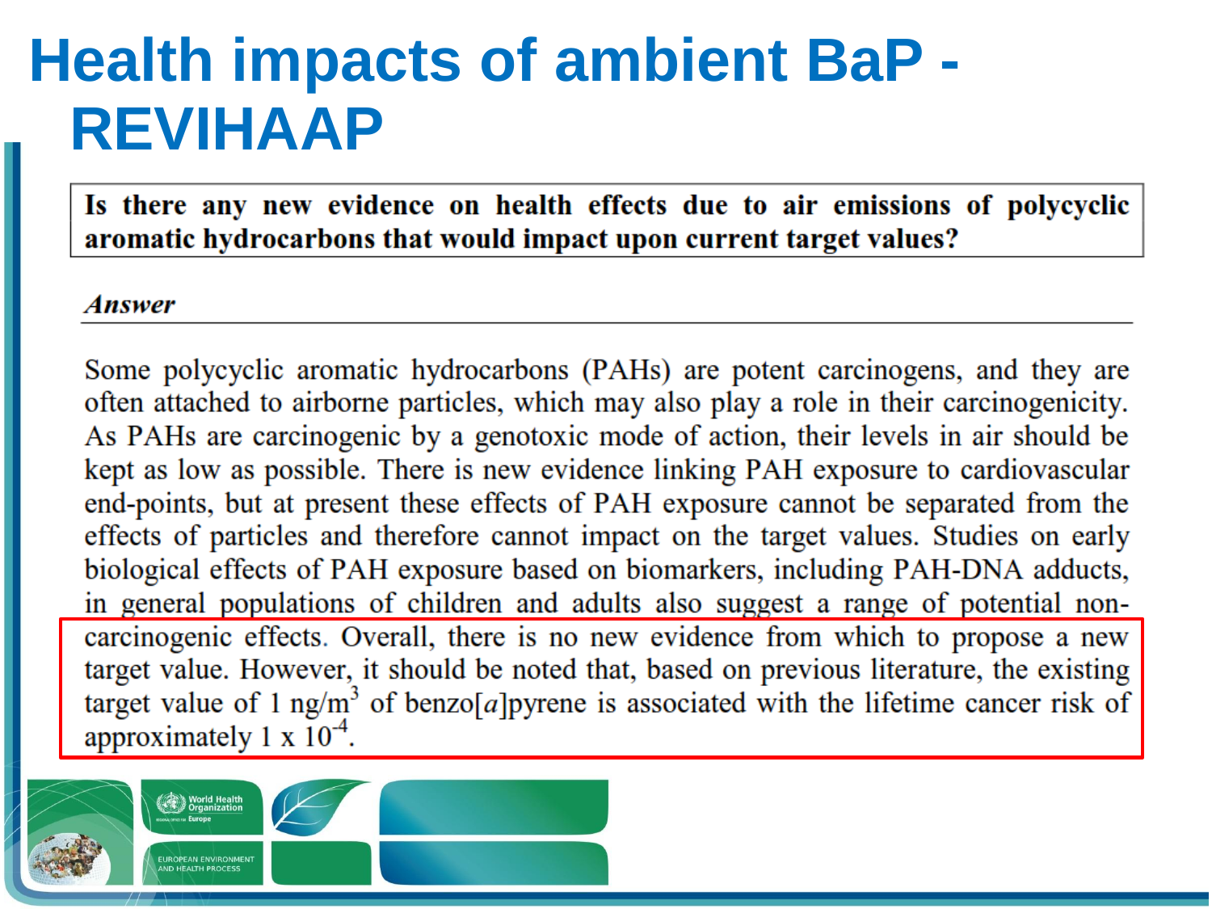# Health impacts of ambient BaP - REVIHAAP

**Is there any new evidence on health effects due to air emissions of polycyclic aromatic hydrocarbons that would impact upon current target values?**

***Answer***

Some polycyclic aromatic hydrocarbons (PAHs) are potent carcinogens, and they are often attached to airborne particles, which may also play a role in their carcinogenicity. As PAHs are carcinogenic by a genotoxic mode of action, their levels in air should be kept as low as possible. There is new evidence linking PAH exposure to cardiovascular end-points, but at present these effects of PAH exposure cannot be separated from the effects of particles and therefore cannot impact on the target values. Studies on early biological effects of PAH exposure based on biomarkers, including PAH-DNA adducts, in general populations of children and adults also suggest a range of potential non-carcinogenic effects. Overall, there is no new evidence from which to propose a new target value. However, it should be noted that, based on previous literature, the existing target value of 1 ng/$m^3$ of benzo[*a*]pyrene is associated with the lifetime cancer risk of approximately 1 x $10^{-4}$.

World Health Organization Europe

EUROPEAN ENVIRONMENT AND HEALTH PROCESS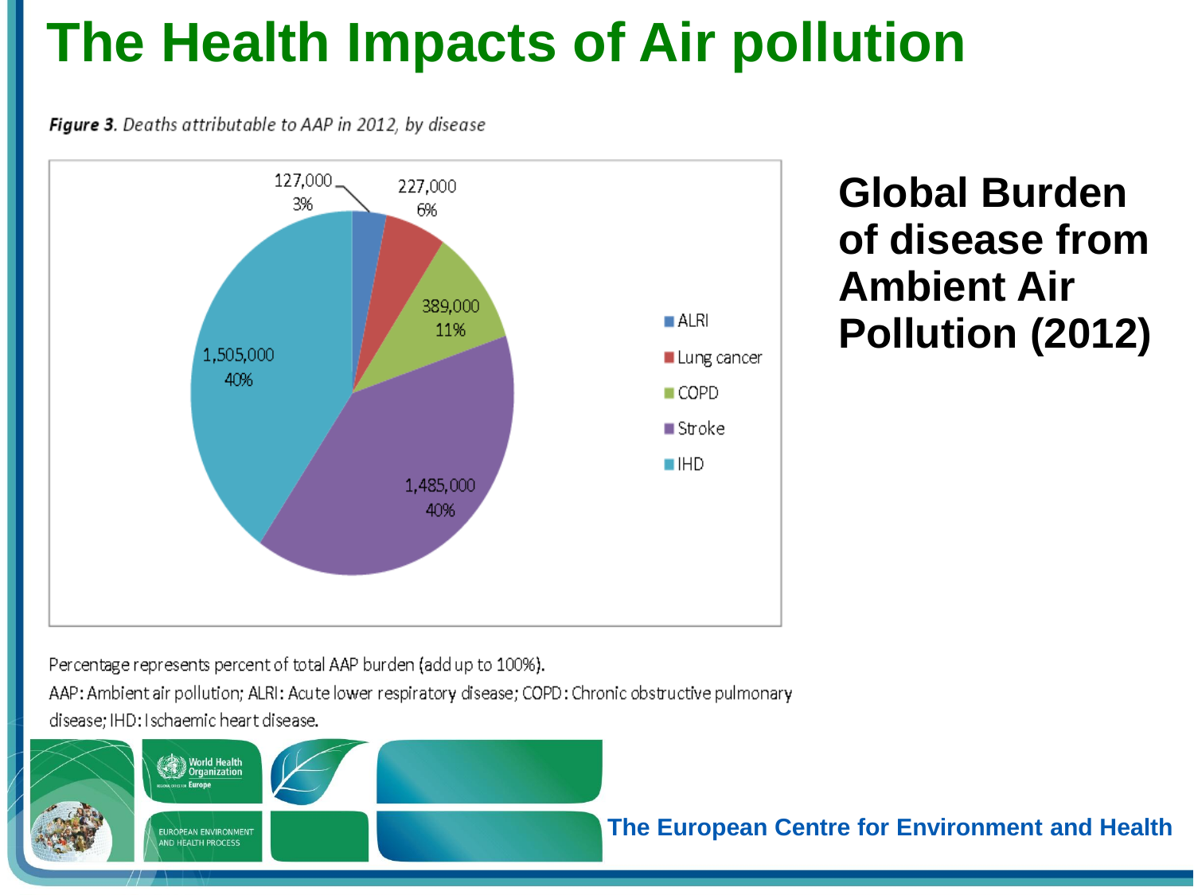# The Health Impacts of Air pollution

*Figure 3. Deaths attributable to AAP in 2012, by disease*

| Disease | Deaths | % |
|---|---|---|
| ALRI | 127,000 | 3% |
| Lung cancer | 227,000 | 6% |
| COPD | 389,000 | 11% |
| Stroke | 1,485,000 | 40% |
| IHD | 1,505,000 | 40% |

Percentage represents percent of total AAP burden (add up to 100%).

AAP: Ambient air pollution; ALRI: Acute lower respiratory disease; COPD: Chronic obstructive pulmonary disease; IHD: Ischaemic heart disease.

## Global Burden of disease from Ambient Air Pollution (2012)

The European Centre for Environment and Health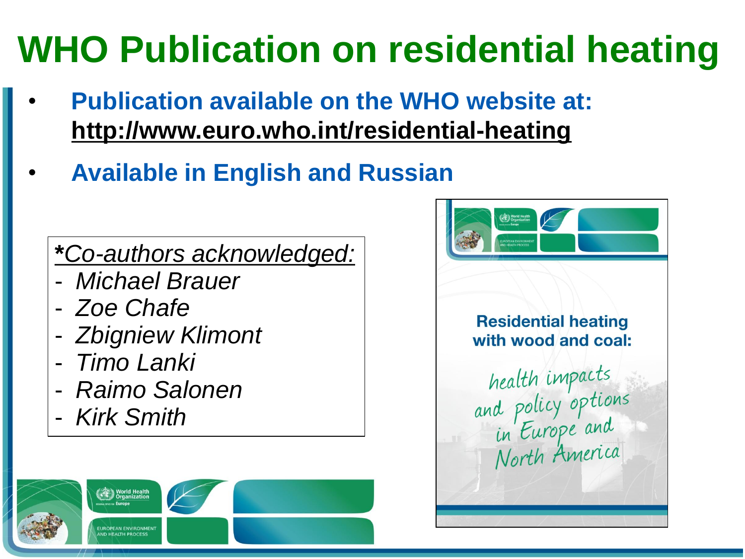# WHO Publication on residential heating

- **Publication available on the WHO website at: http://www.euro.who.int/residential-heating**
- **Available in English and Russian**

***Co-authors acknowledged:***

- *Michael Brauer*
- *Zoe Chafe*
- *Zbigniew Klimont*
- *Timo Lanki*
- *Raimo Salonen*
- *Kirk Smith*

**Residential heating with wood and coal:**

health impacts and policy options in Europe and North America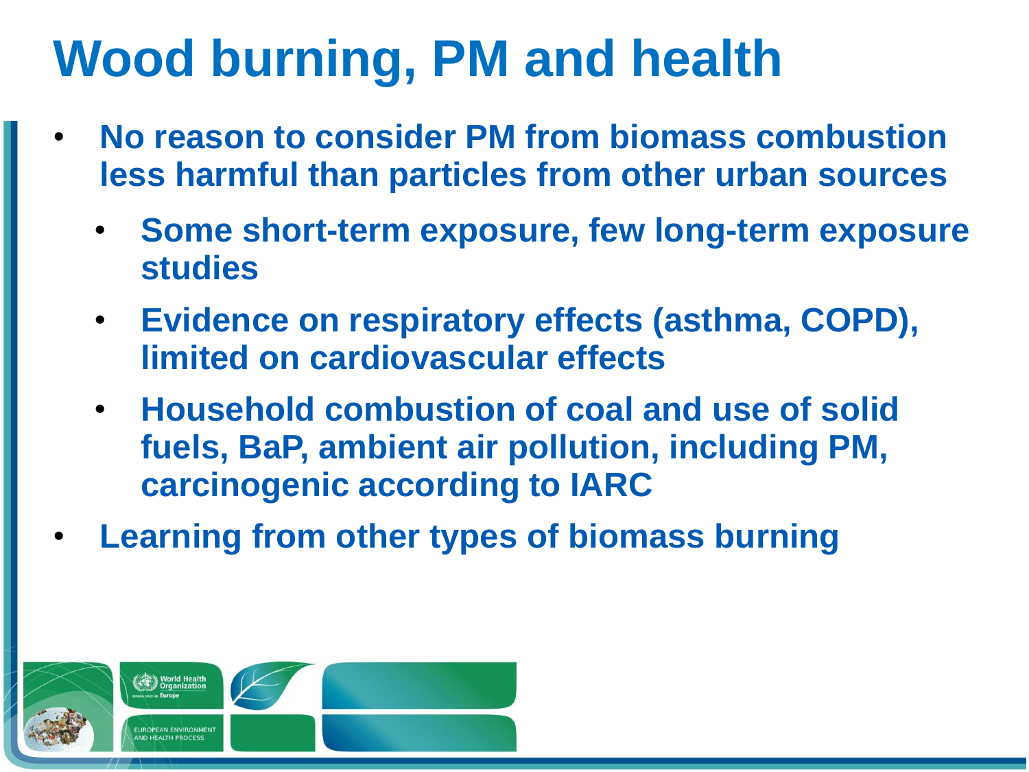# Wood burning, PM and health

- No reason to consider PM from biomass combustion less harmful than particles from other urban sources
  - Some short-term exposure, few long-term exposure studies
  - Evidence on respiratory effects (asthma, COPD), limited on cardiovascular effects
  - Household combustion of coal and use of solid fuels, BaP, ambient air pollution, including PM, carcinogenic according to IARC
- Learning from other types of biomass burning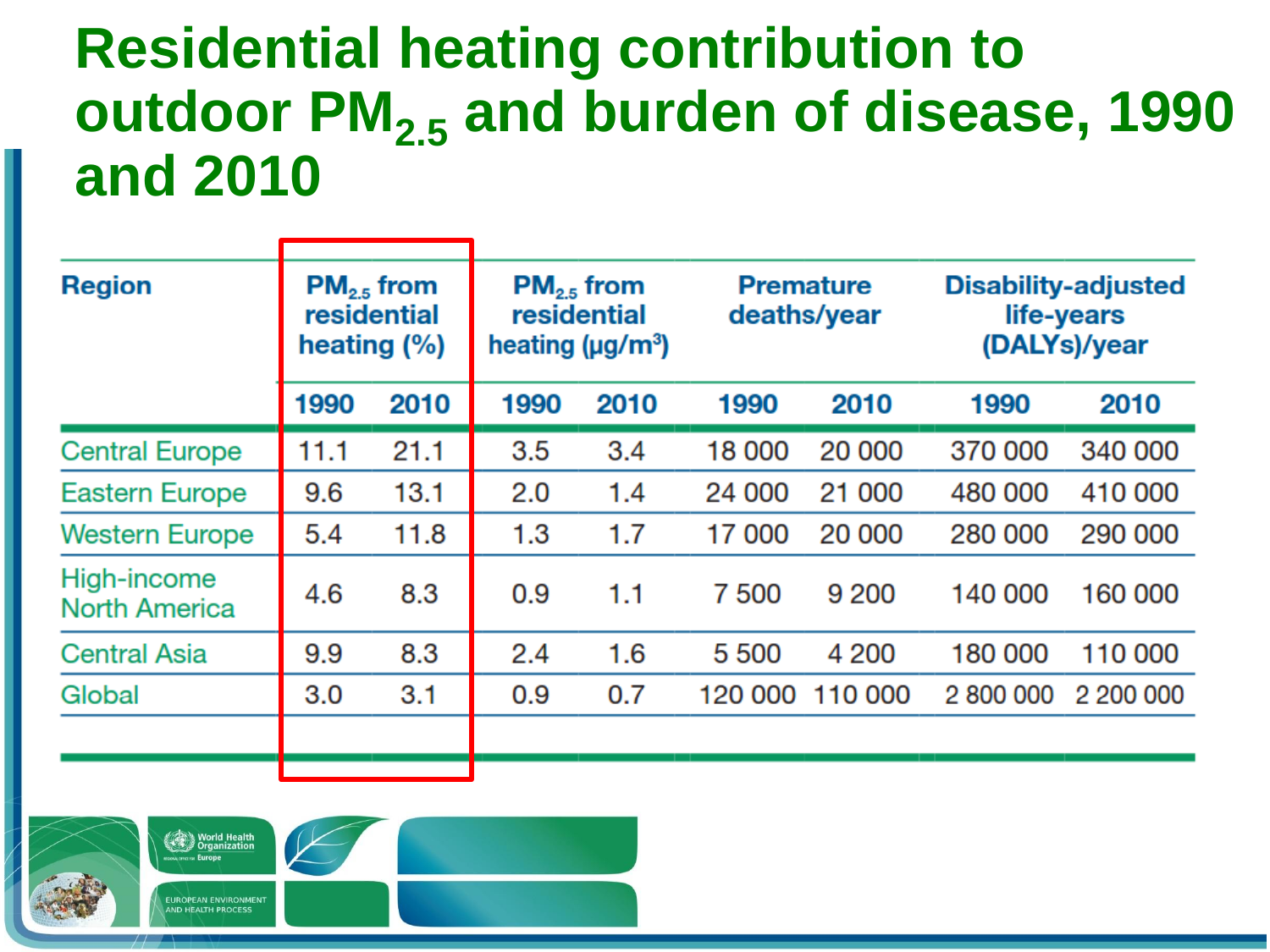# Residential heating contribution to outdoor $PM_{2.5}$ and burden of disease, 1990 and 2010

| Region | $PM_{2.5}$ from residential heating (%) | | $PM_{2.5}$ from residential heating (μg/m³) | | Premature deaths/year | | Disability-adjusted life-years (DALYs)/year | |
|---|---|---|---|---|---|---|---|---|
| | 1990 | 2010 | 1990 | 2010 | 1990 | 2010 | 1990 | 2010 |
| Central Europe | 11.1 | 21.1 | 3.5 | 3.4 | 18 000 | 20 000 | 370 000 | 340 000 |
| Eastern Europe | 9.6 | 13.1 | 2.0 | 1.4 | 24 000 | 21 000 | 480 000 | 410 000 |
| Western Europe | 5.4 | 11.8 | 1.3 | 1.7 | 17 000 | 20 000 | 280 000 | 290 000 |
| High-income North America | 4.6 | 8.3 | 0.9 | 1.1 | 7 500 | 9 200 | 140 000 | 160 000 |
| Central Asia | 9.9 | 8.3 | 2.4 | 1.6 | 5 500 | 4 200 | 180 000 | 110 000 |
| Global | 3.0 | 3.1 | 0.9 | 0.7 | 120 000 | 110 000 | 2 800 000 | 2 200 000 |

World Health Organization Europe

EUROPEAN ENVIRONMENT AND HEALTH PROCESS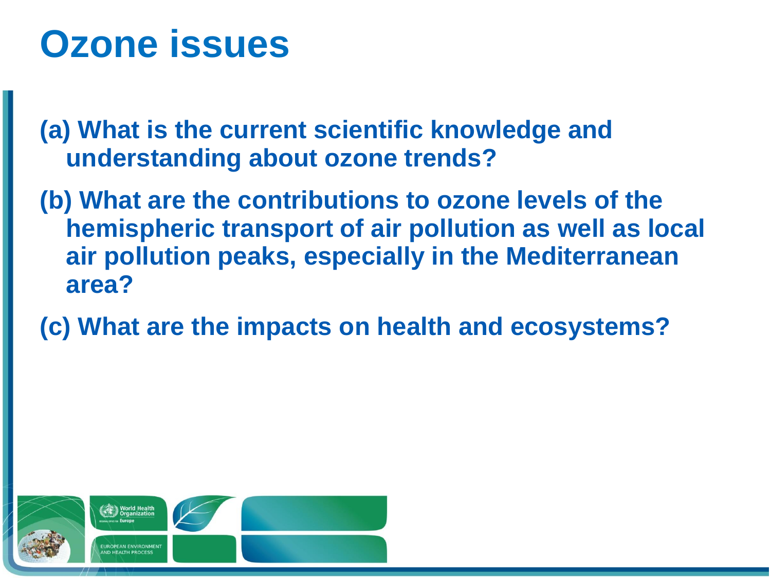# Ozone issues

**(a) What is the current scientific knowledge and understanding about ozone trends?**

**(b) What are the contributions to ozone levels of the hemispheric transport of air pollution as well as local air pollution peaks, especially in the Mediterranean area?**

**(c) What are the impacts on health and ecosystems?**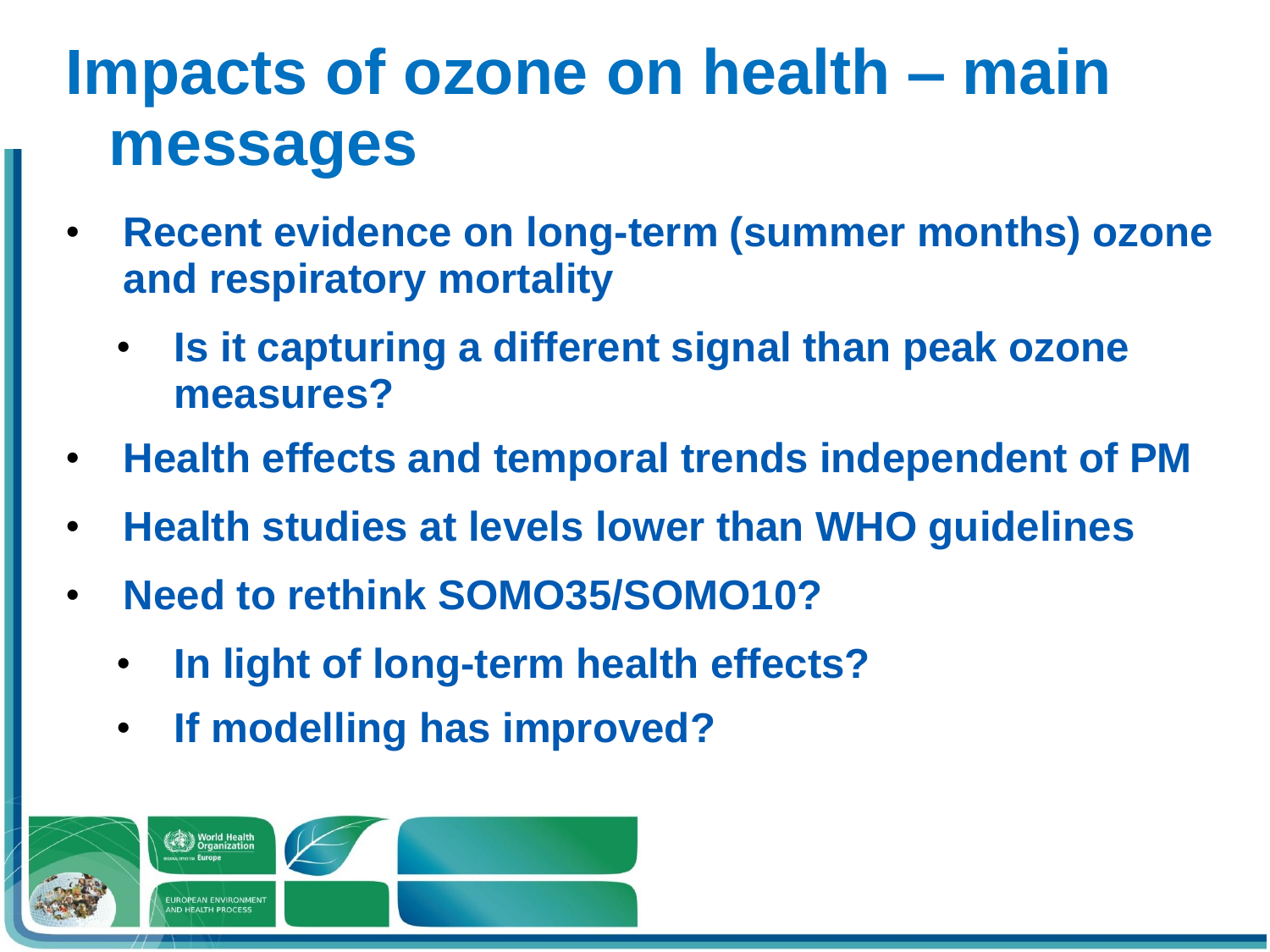# Impacts of ozone on health – main messages

- **Recent evidence on long-term (summer months) ozone and respiratory mortality**
  - **Is it capturing a different signal than peak ozone measures?**
- **Health effects and temporal trends independent of PM**
- **Health studies at levels lower than WHO guidelines**
- **Need to rethink SOMO35/SOMO10?**
  - **In light of long-term health effects?**
  - **If modelling has improved?**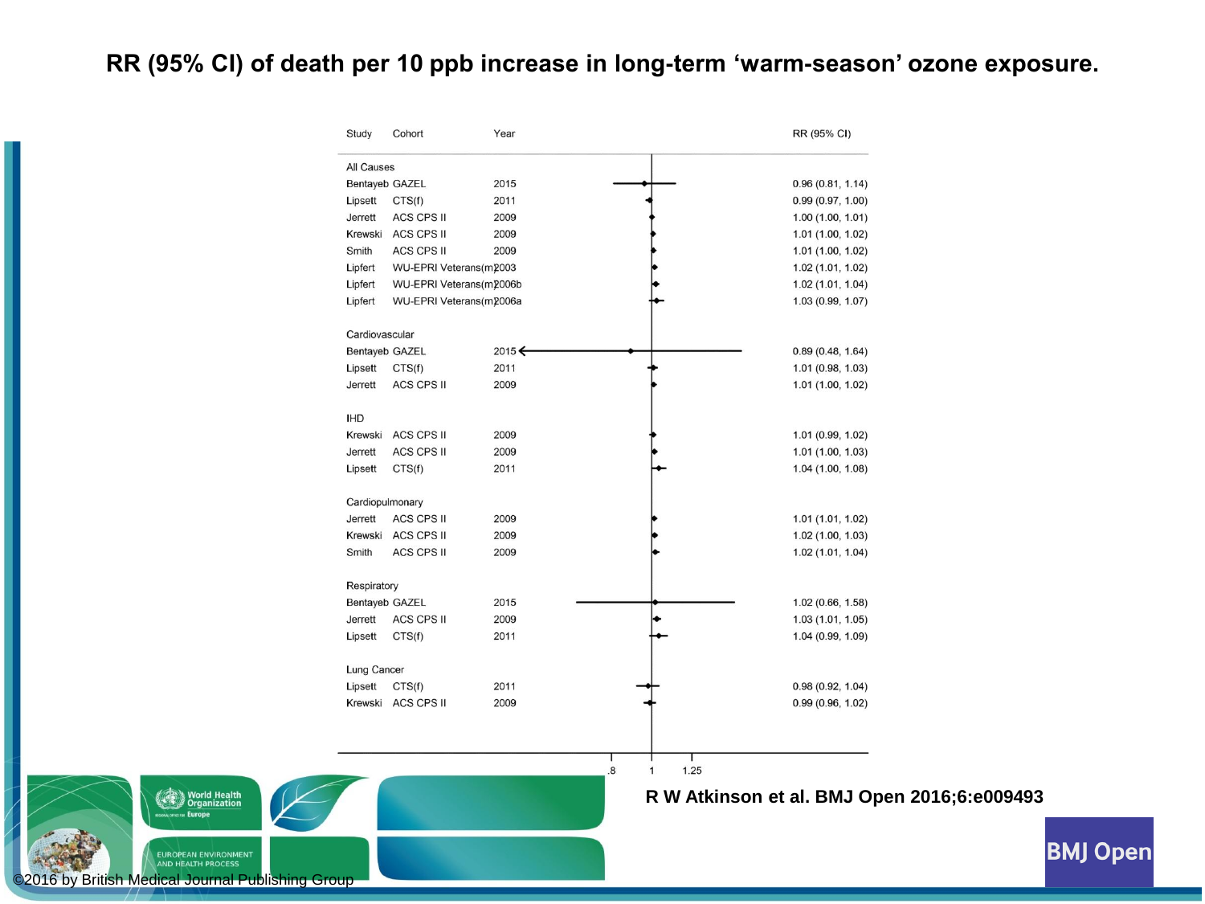# RR (95% CI) of death per 10 ppb increase in long-term 'warm-season' ozone exposure.

| Study | Cohort | Year | RR (95% CI) |
|---|---|---|---|
| **All Causes** | | | |
| Bentayeb | GAZEL | 2015 | 0.96 (0.81, 1.14) |
| Lipsett | CTS(f) | 2011 | 0.99 (0.97, 1.00) |
| Jerrett | ACS CPS II | 2009 | 1.00 (1.00, 1.01) |
| Krewski | ACS CPS II | 2009 | 1.01 (1.00, 1.02) |
| Smith | ACS CPS II | 2009 | 1.01 (1.00, 1.02) |
| Lipfert | WU-EPRI Veterans(m) | 2003 | 1.02 (1.01, 1.02) |
| Lipfert | WU-EPRI Veterans(m) | 2006b | 1.02 (1.01, 1.04) |
| Lipfert | WU-EPRI Veterans(m) | 2006a | 1.03 (0.99, 1.07) |
| **Cardiovascular** | | | |
| Bentayeb | GAZEL | 2015 | 0.89 (0.48, 1.64) |
| Lipsett | CTS(f) | 2011 | 1.01 (0.98, 1.03) |
| Jerrett | ACS CPS II | 2009 | 1.01 (1.00, 1.02) |
| **IHD** | | | |
| Krewski | ACS CPS II | 2009 | 1.01 (0.99, 1.02) |
| Jerrett | ACS CPS II | 2009 | 1.01 (1.00, 1.03) |
| Lipsett | CTS(f) | 2011 | 1.04 (1.00, 1.08) |
| **Cardiopulmonary** | | | |
| Jerrett | ACS CPS II | 2009 | 1.01 (1.01, 1.02) |
| Krewski | ACS CPS II | 2009 | 1.02 (1.00, 1.03) |
| Smith | ACS CPS II | 2009 | 1.02 (1.01, 1.04) |
| **Respiratory** | | | |
| Bentayeb | GAZEL | 2015 | 1.02 (0.66, 1.58) |
| Jerrett | ACS CPS II | 2009 | 1.03 (1.01, 1.05) |
| Lipsett | CTS(f) | 2011 | 1.04 (0.99, 1.09) |
| **Lung Cancer** | | | |
| Lipsett | CTS(f) | 2011 | 0.98 (0.92, 1.04) |
| Krewski | ACS CPS II | 2009 | 0.99 (0.96, 1.02) |

R W Atkinson et al. BMJ Open 2016;6:e009493

©2016 by British Medical Journal Publishing Group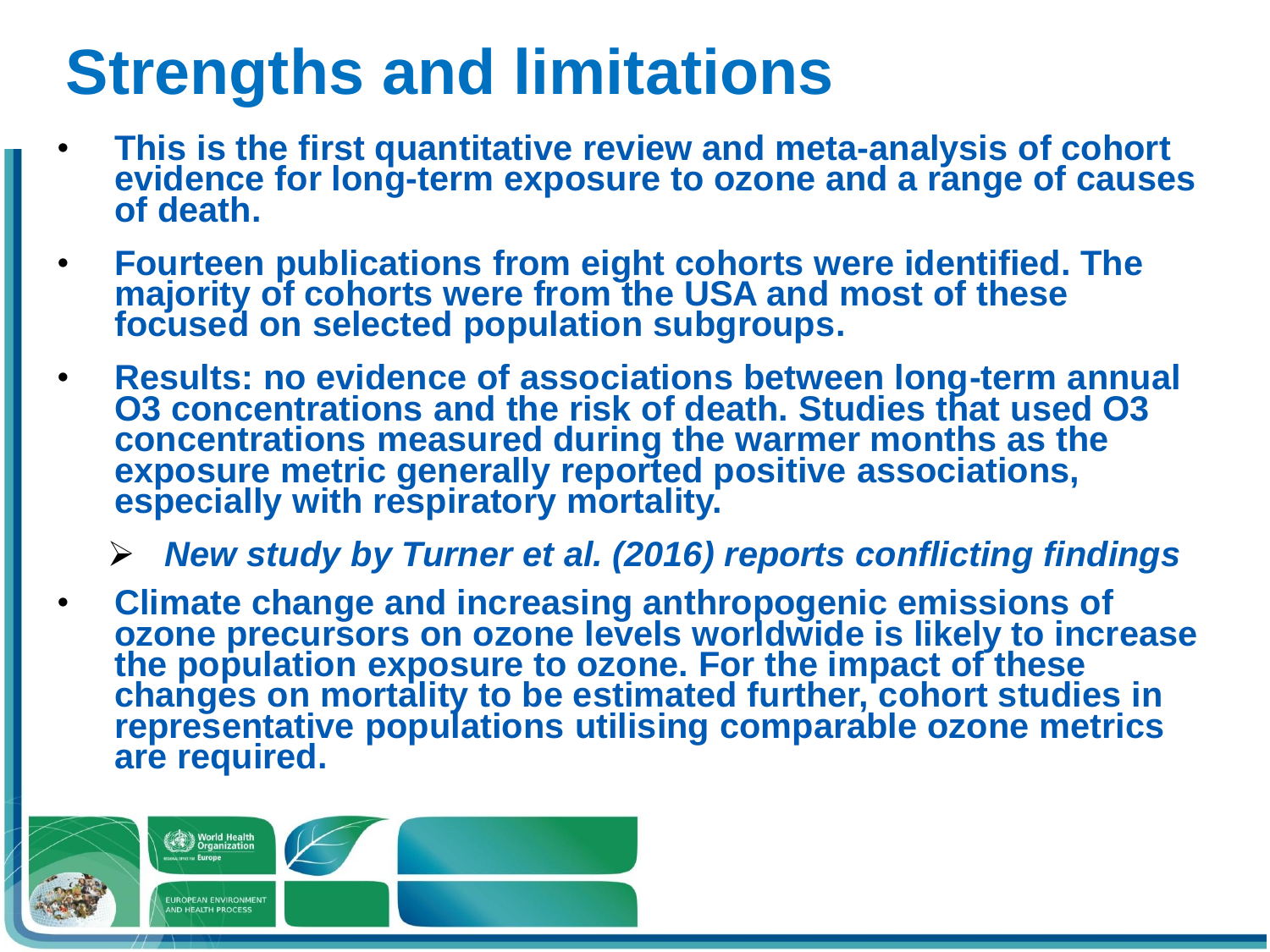# Strengths and limitations

- **This is the first quantitative review and meta-analysis of cohort evidence for long-term exposure to ozone and a range of causes of death.**
- **Fourteen publications from eight cohorts were identified. The majority of cohorts were from the USA and most of these focused on selected population subgroups.**
- **Results: no evidence of associations between long-term annual O3 concentrations and the risk of death. Studies that used O3 concentrations measured during the warmer months as the exposure metric generally reported positive associations, especially with respiratory mortality.**
  - ***New study by Turner et al. (2016) reports conflicting findings***
- **Climate change and increasing anthropogenic emissions of ozone precursors on ozone levels worldwide is likely to increase the population exposure to ozone. For the impact of these changes on mortality to be estimated further, cohort studies in representative populations utilising comparable ozone metrics are required.**